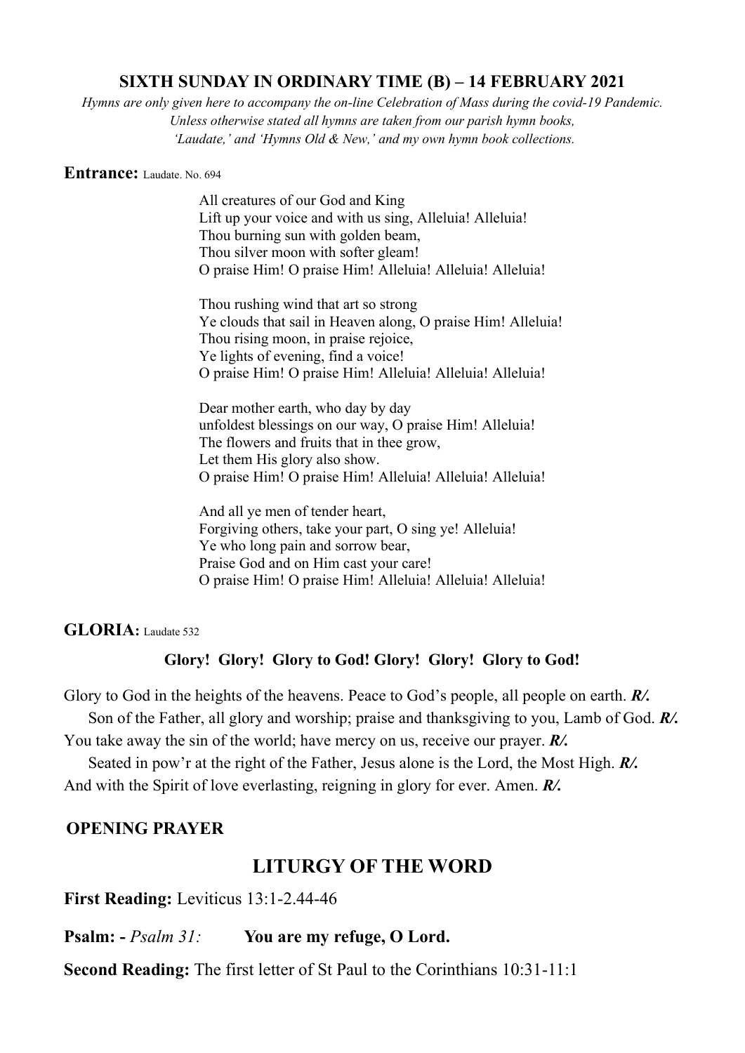## SIXTH SUNDAY IN ORDINARY TIME (B) – 14 FEBRUARY 2021

*Hymns are only given here to accompany the on-line Celebration of Mass during the covid-19 Pandemic. Unless otherwise stated all hymns are taken from our parish hymn books, 'Laudate,' and 'Hymns Old & New,' and my own hymn book collections.*

**Entrance:** Laudate. No. 694

All creatures of our God and King  
Lift up your voice and with us sing, Alleluia! Alleluia!  
Thou burning sun with golden beam,  
Thou silver moon with softer gleam!  
O praise Him! O praise Him! Alleluia! Alleluia! Alleluia!

Thou rushing wind that art so strong  
Ye clouds that sail in Heaven along, O praise Him! Alleluia!  
Thou rising moon, in praise rejoice,  
Ye lights of evening, find a voice!  
O praise Him! O praise Him! Alleluia! Alleluia! Alleluia!

Dear mother earth, who day by day  
unfoldest blessings on our way, O praise Him! Alleluia!  
The flowers and fruits that in thee grow,  
Let them His glory also show.  
O praise Him! O praise Him! Alleluia! Alleluia! Alleluia!

And all ye men of tender heart,  
Forgiving others, take your part, O sing ye! Alleluia!  
Ye who long pain and sorrow bear,  
Praise God and on Him cast your care!  
O praise Him! O praise Him! Alleluia! Alleluia! Alleluia!

**GLORIA:** Laudate 532

**Glory! Glory! Glory to God! Glory! Glory! Glory to God!**

Glory to God in the heights of the heavens. Peace to God's people, all people on earth. ***R/.***  
Son of the Father, all glory and worship; praise and thanksgiving to you, Lamb of God. ***R/.***  
You take away the sin of the world; have mercy on us, receive our prayer. ***R/.***  
Seated in pow'r at the right of the Father, Jesus alone is the Lord, the Most High. ***R/.***  
And with the Spirit of love everlasting, reigning in glory for ever. Amen. ***R/.***

**OPENING PRAYER**

## LITURGY OF THE WORD

**First Reading:** Leviticus 13:1-2.44-46

**Psalm: -** *Psalm 31:* **You are my refuge, O Lord.**

**Second Reading:** The first letter of St Paul to the Corinthians 10:31-11:1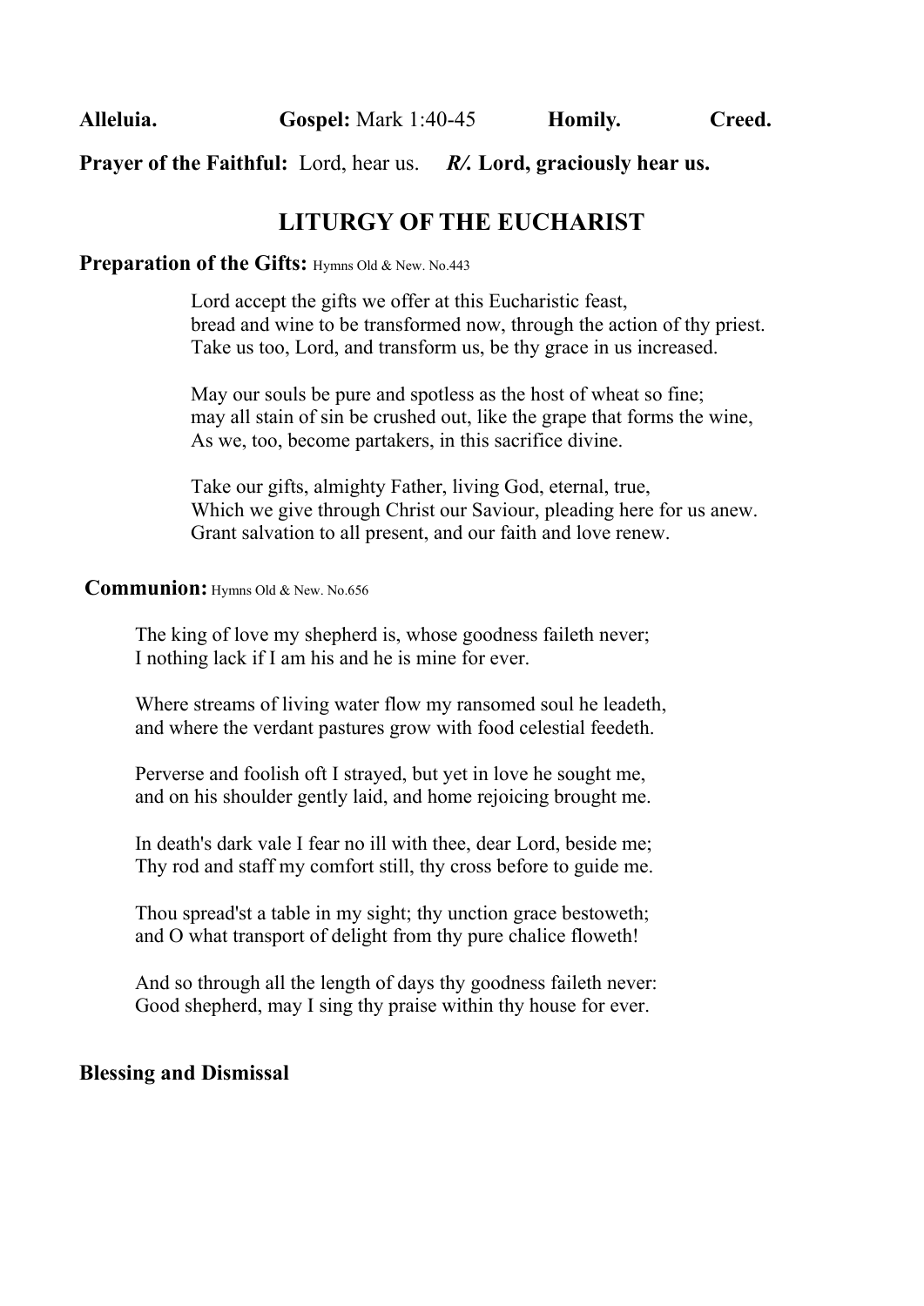**Alleluia.** **Gospel:** Mark 1:40-45 **Homily.** **Creed.**

**Prayer of the Faithful:** Lord, hear us. ***R/.* Lord, graciously hear us.**

## LITURGY OF THE EUCHARIST

**Preparation of the Gifts:** Hymns Old & New. No.443

Lord accept the gifts we offer at this Eucharistic feast,
bread and wine to be transformed now, through the action of thy priest.
Take us too, Lord, and transform us, be thy grace in us increased.

May our souls be pure and spotless as the host of wheat so fine;
may all stain of sin be crushed out, like the grape that forms the wine,
As we, too, become partakers, in this sacrifice divine.

Take our gifts, almighty Father, living God, eternal, true,
Which we give through Christ our Saviour, pleading here for us anew.
Grant salvation to all present, and our faith and love renew.

**Communion:** Hymns Old & New. No.656

The king of love my shepherd is, whose goodness faileth never;
I nothing lack if I am his and he is mine for ever.

Where streams of living water flow my ransomed soul he leadeth,
and where the verdant pastures grow with food celestial feedeth.

Perverse and foolish oft I strayed, but yet in love he sought me,
and on his shoulder gently laid, and home rejoicing brought me.

In death's dark vale I fear no ill with thee, dear Lord, beside me;
Thy rod and staff my comfort still, thy cross before to guide me.

Thou spread'st a table in my sight; thy unction grace bestoweth;
and O what transport of delight from thy pure chalice floweth!

And so through all the length of days thy goodness faileth never:
Good shepherd, may I sing thy praise within thy house for ever.

**Blessing and Dismissal**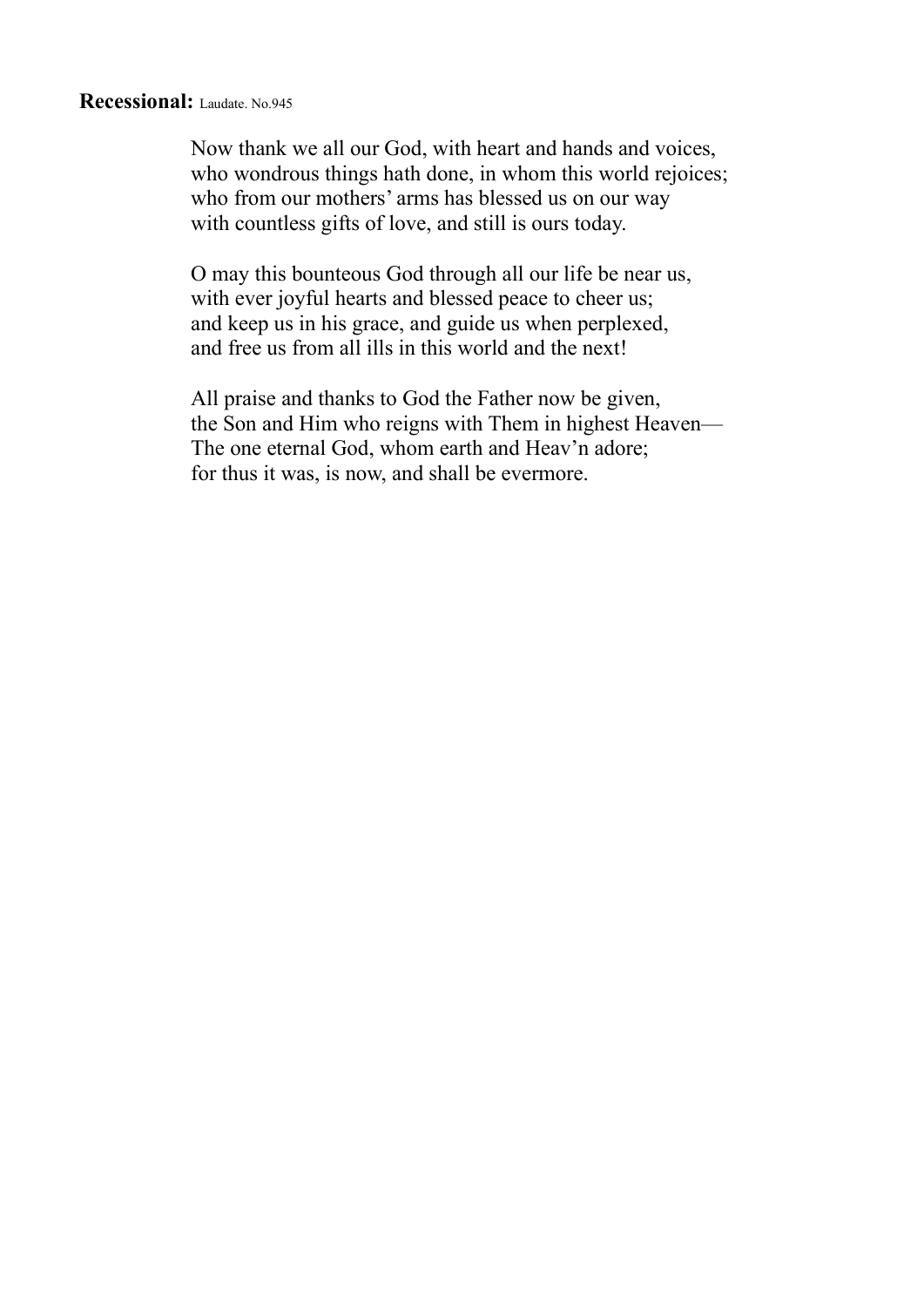**Recessional:** Laudate. No.945

Now thank we all our God, with heart and hands and voices,
who wondrous things hath done, in whom this world rejoices;
who from our mothers' arms has blessed us on our way
with countless gifts of love, and still is ours today.

O may this bounteous God through all our life be near us,
with ever joyful hearts and blessed peace to cheer us;
and keep us in his grace, and guide us when perplexed,
and free us from all ills in this world and the next!

All praise and thanks to God the Father now be given,
the Son and Him who reigns with Them in highest Heaven—
The one eternal God, whom earth and Heav'n adore;
for thus it was, is now, and shall be evermore.